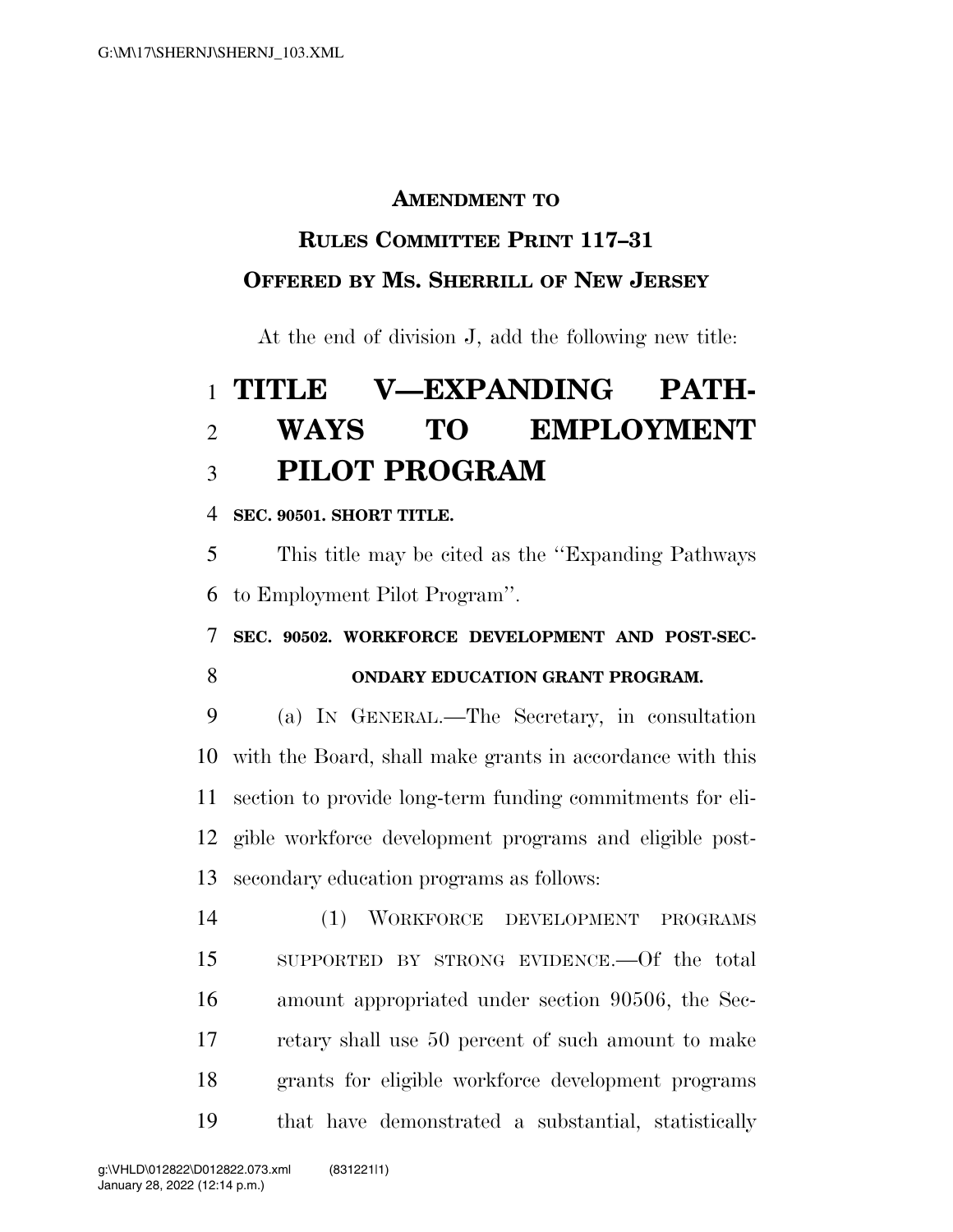**AMENDMENT TO**

**RULES COMMITTEE PRINT 117–31**

**OFFERED BY MS. SHERRILL OF NEW JERSEY**

At the end of division J, add the following new title:

# TITLE V—EXPANDING PATHWAYS TO EMPLOYMENT PILOT PROGRAM

**SEC. 90501. SHORT TITLE.**

This title may be cited as the ''Expanding Pathways to Employment Pilot Program''.

**SEC. 90502. WORKFORCE DEVELOPMENT AND POST-SECONDARY EDUCATION GRANT PROGRAM.**

(a) IN GENERAL.—The Secretary, in consultation with the Board, shall make grants in accordance with this section to provide long-term funding commitments for eligible workforce development programs and eligible post-secondary education programs as follows:

(1) WORKFORCE DEVELOPMENT PROGRAMS SUPPORTED BY STRONG EVIDENCE.—Of the total amount appropriated under section 90506, the Secretary shall use 50 percent of such amount to make grants for eligible workforce development programs that have demonstrated a substantial, statistically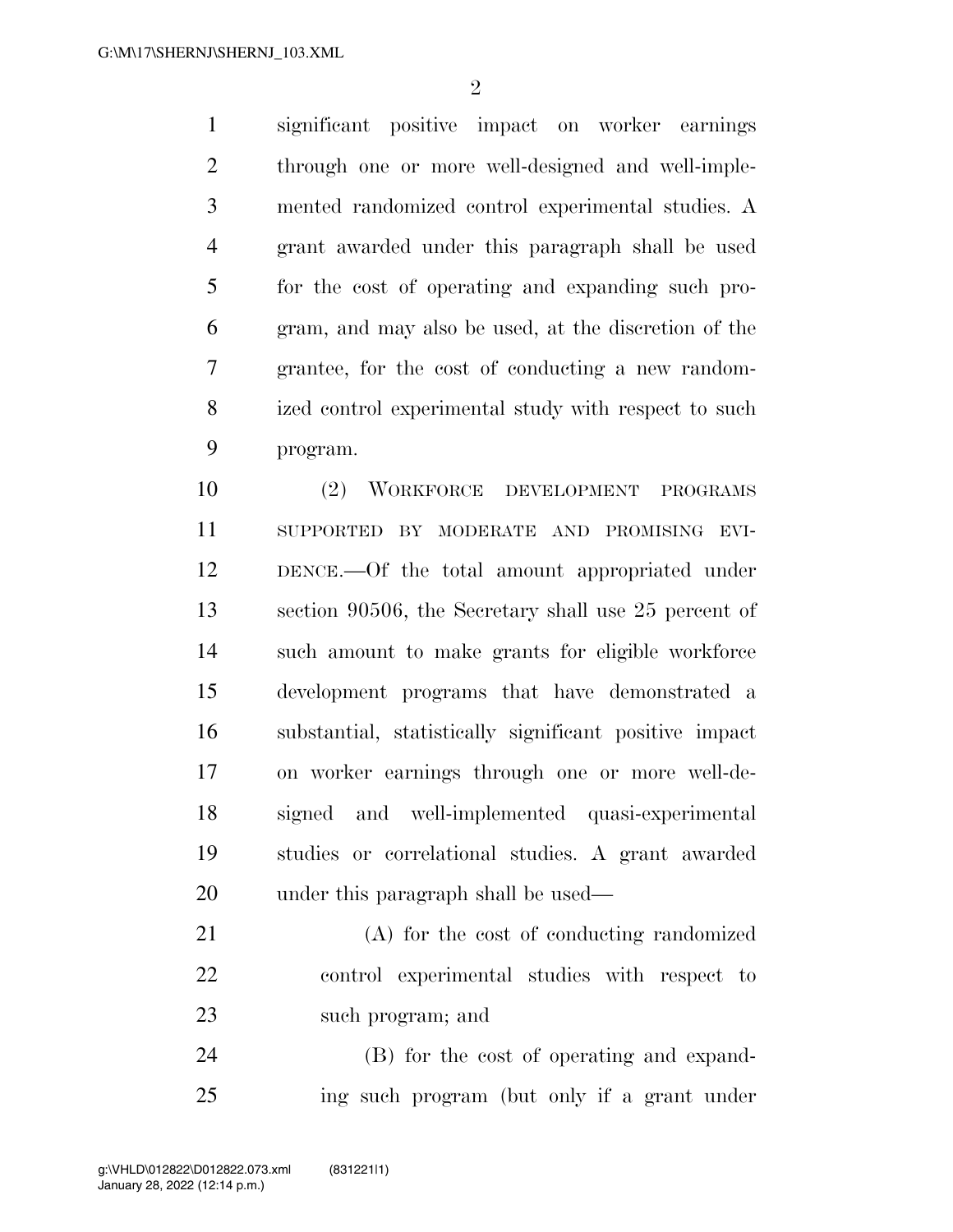significant positive impact on worker earnings through one or more well-designed and well-implemented randomized control experimental studies. A grant awarded under this paragraph shall be used for the cost of operating and expanding such program, and may also be used, at the discretion of the grantee, for the cost of conducting a new randomized control experimental study with respect to such program.

(2) WORKFORCE DEVELOPMENT PROGRAMS SUPPORTED BY MODERATE AND PROMISING EVIDENCE.—Of the total amount appropriated under section 90506, the Secretary shall use 25 percent of such amount to make grants for eligible workforce development programs that have demonstrated a substantial, statistically significant positive impact on worker earnings through one or more well-designed and well-implemented quasi-experimental studies or correlational studies. A grant awarded under this paragraph shall be used—

(A) for the cost of conducting randomized control experimental studies with respect to such program; and

(B) for the cost of operating and expanding such program (but only if a grant under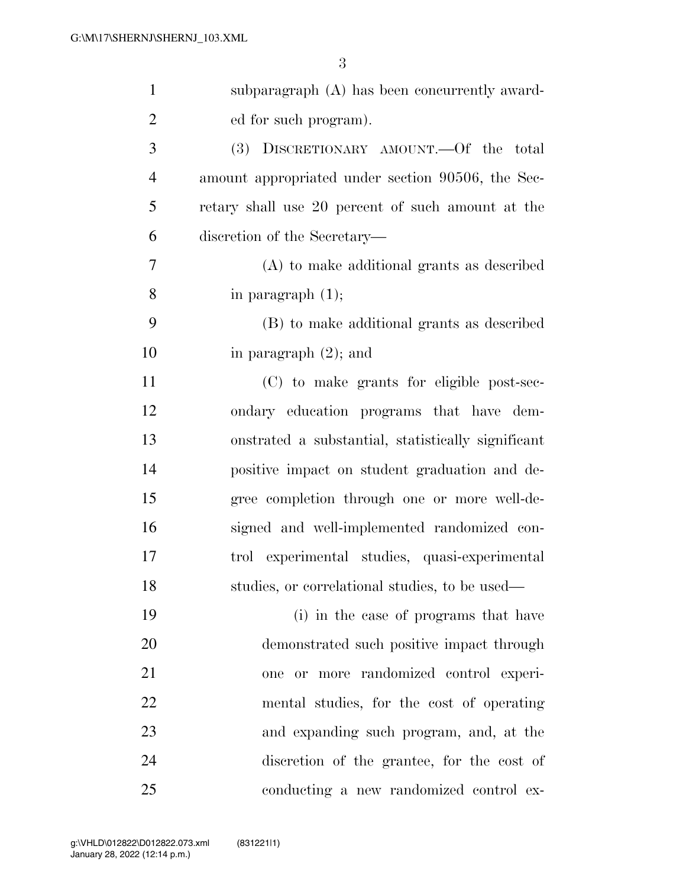subparagraph (A) has been concurrently awarded for such program).

(3) DISCRETIONARY AMOUNT.—Of the total amount appropriated under section 90506, the Secretary shall use 20 percent of such amount at the discretion of the Secretary—

(A) to make additional grants as described in paragraph (1);

(B) to make additional grants as described in paragraph (2); and

(C) to make grants for eligible post-secondary education programs that have demonstrated a substantial, statistically significant positive impact on student graduation and degree completion through one or more well-designed and well-implemented randomized control experimental studies, quasi-experimental studies, or correlational studies, to be used—

(i) in the case of programs that have demonstrated such positive impact through one or more randomized control experimental studies, for the cost of operating and expanding such program, and, at the discretion of the grantee, for the cost of conducting a new randomized control ex-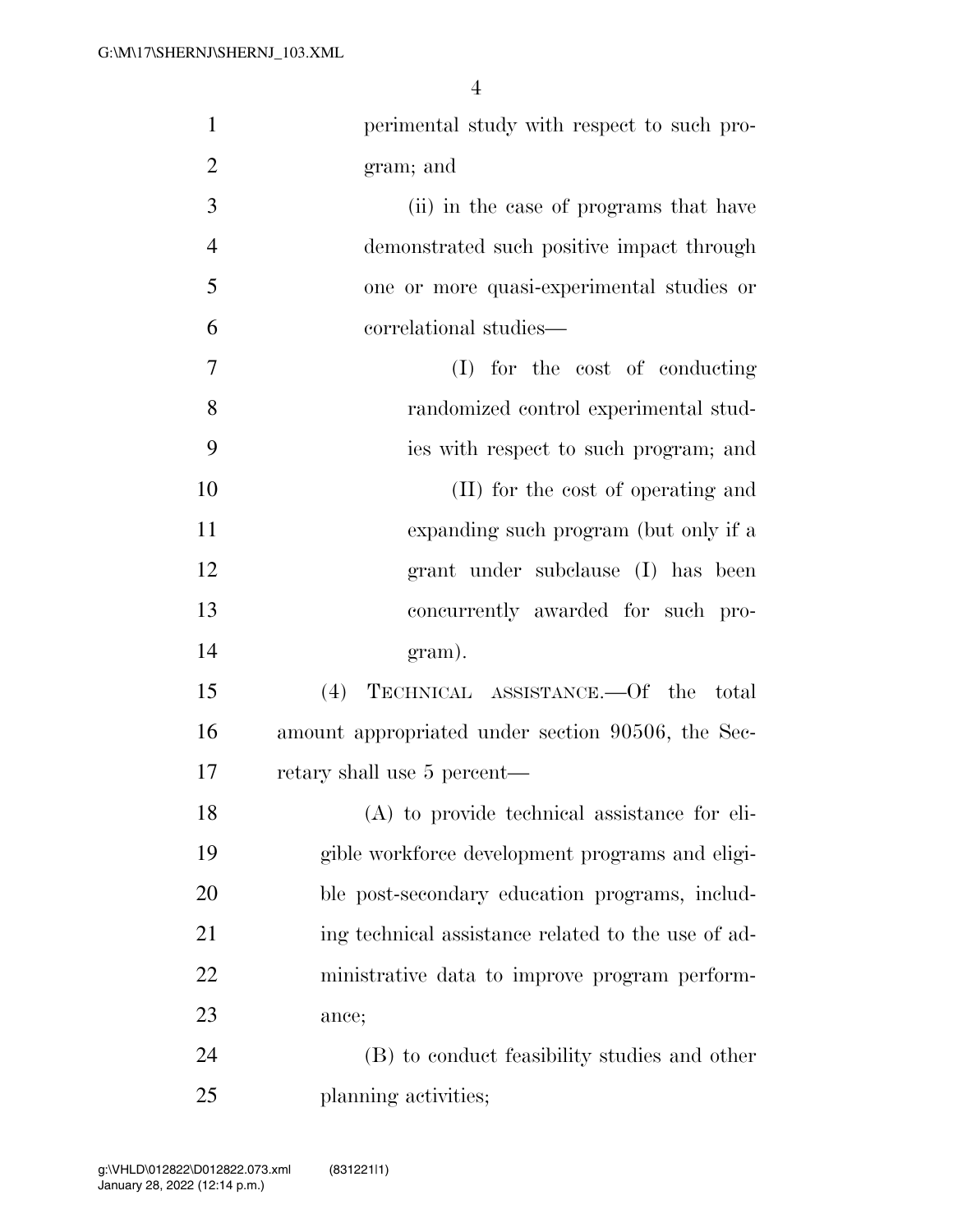perimental study with respect to such program; and

(ii) in the case of programs that have demonstrated such positive impact through one or more quasi-experimental studies or correlational studies—

(I) for the cost of conducting randomized control experimental studies with respect to such program; and

(II) for the cost of operating and expanding such program (but only if a grant under subclause (I) has been concurrently awarded for such program).

(4) TECHNICAL ASSISTANCE.—Of the total amount appropriated under section 90506, the Secretary shall use 5 percent—

(A) to provide technical assistance for eligible workforce development programs and eligible post-secondary education programs, including technical assistance related to the use of administrative data to improve program performance;

(B) to conduct feasibility studies and other planning activities;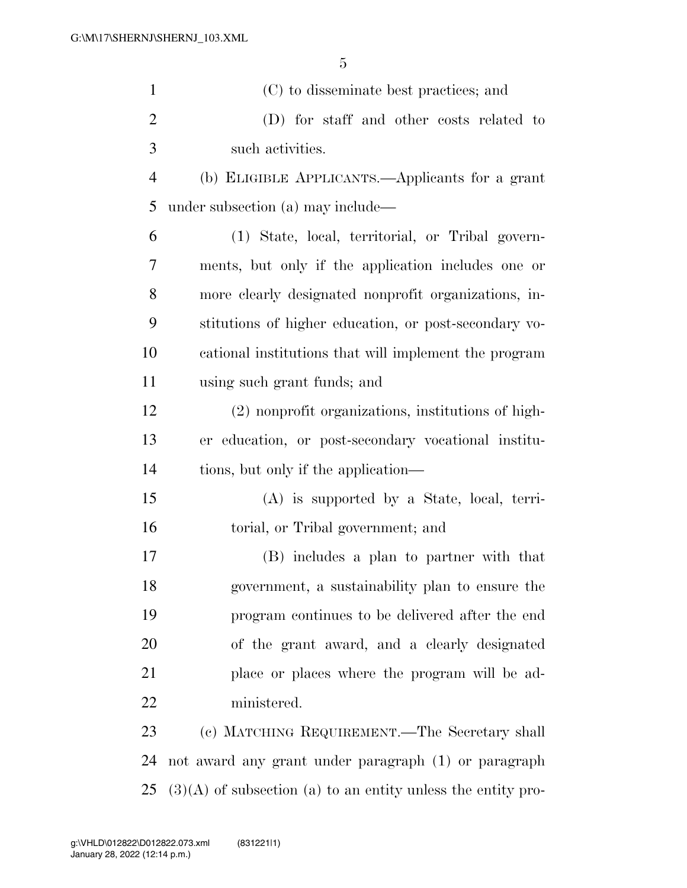(C) to disseminate best practices; and

(D) for staff and other costs related to such activities.

(b) ELIGIBLE APPLICANTS.—Applicants for a grant under subsection (a) may include—

(1) State, local, territorial, or Tribal governments, but only if the application includes one or more clearly designated nonprofit organizations, institutions of higher education, or post-secondary vocational institutions that will implement the program using such grant funds; and

(2) nonprofit organizations, institutions of higher education, or post-secondary vocational institutions, but only if the application—

(A) is supported by a State, local, territorial, or Tribal government; and

(B) includes a plan to partner with that government, a sustainability plan to ensure the program continues to be delivered after the end of the grant award, and a clearly designated place or places where the program will be administered.

(c) MATCHING REQUIREMENT.—The Secretary shall not award any grant under paragraph (1) or paragraph (3)(A) of subsection (a) to an entity unless the entity pro-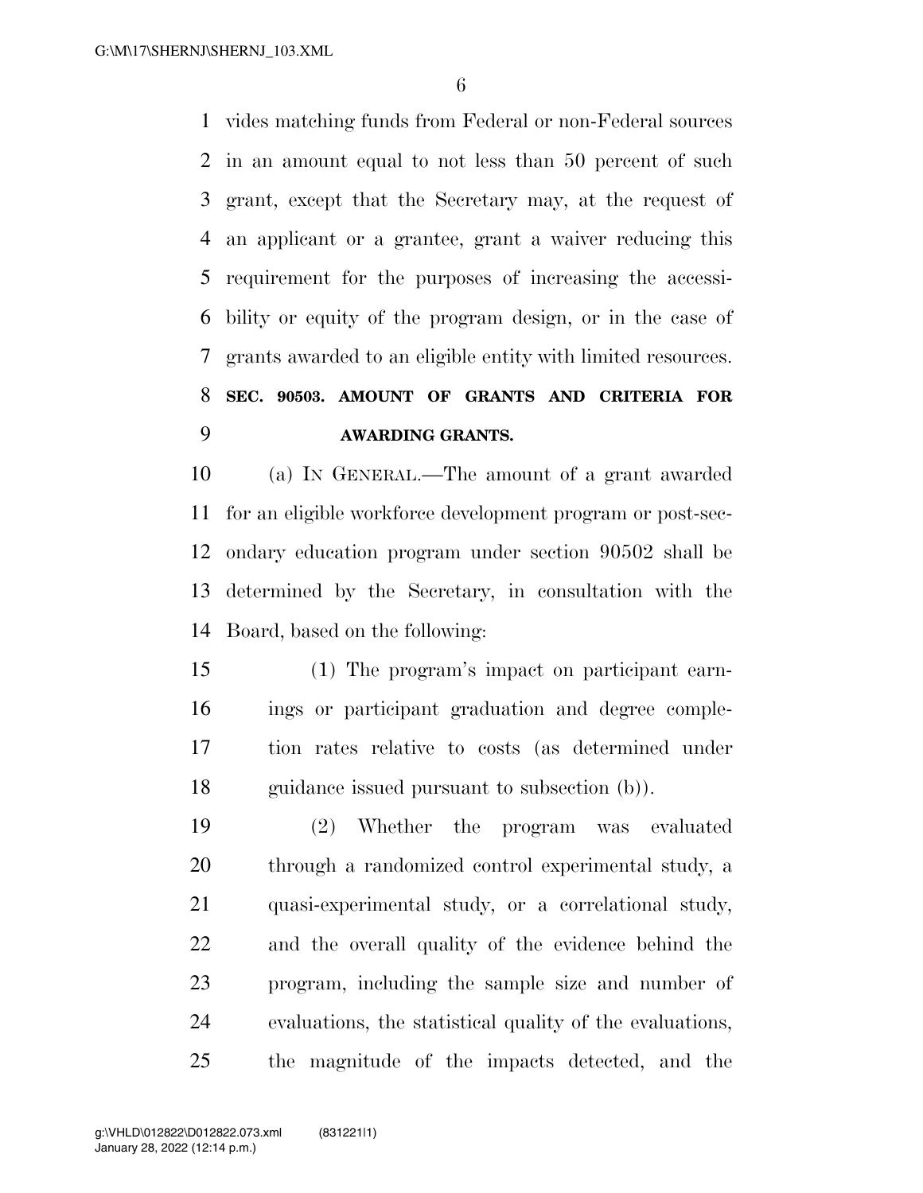vides matching funds from Federal or non-Federal sources in an amount equal to not less than 50 percent of such grant, except that the Secretary may, at the request of an applicant or a grantee, grant a waiver reducing this requirement for the purposes of increasing the accessibility or equity of the program design, or in the case of grants awarded to an eligible entity with limited resources.

### SEC. 90503. AMOUNT OF GRANTS AND CRITERIA FOR AWARDING GRANTS.

(a) IN GENERAL.—The amount of a grant awarded for an eligible workforce development program or post-secondary education program under section 90502 shall be determined by the Secretary, in consultation with the Board, based on the following:

(1) The program's impact on participant earnings or participant graduation and degree completion rates relative to costs (as determined under guidance issued pursuant to subsection (b)).

(2) Whether the program was evaluated through a randomized control experimental study, a quasi-experimental study, or a correlational study, and the overall quality of the evidence behind the program, including the sample size and number of evaluations, the statistical quality of the evaluations, the magnitude of the impacts detected, and the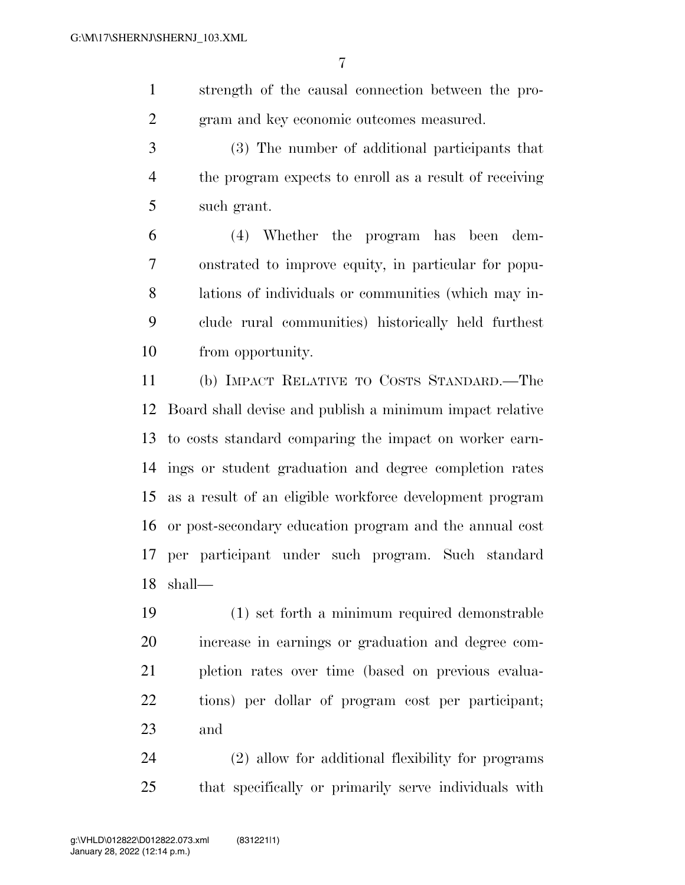strength of the causal connection between the program and key economic outcomes measured.

(3) The number of additional participants that the program expects to enroll as a result of receiving such grant.

(4) Whether the program has been demonstrated to improve equity, in particular for populations of individuals or communities (which may include rural communities) historically held furthest from opportunity.

(b) IMPACT RELATIVE TO COSTS STANDARD.—The Board shall devise and publish a minimum impact relative to costs standard comparing the impact on worker earnings or student graduation and degree completion rates as a result of an eligible workforce development program or post-secondary education program and the annual cost per participant under such program. Such standard shall—

(1) set forth a minimum required demonstrable increase in earnings or graduation and degree completion rates over time (based on previous evaluations) per dollar of program cost per participant; and

(2) allow for additional flexibility for programs that specifically or primarily serve individuals with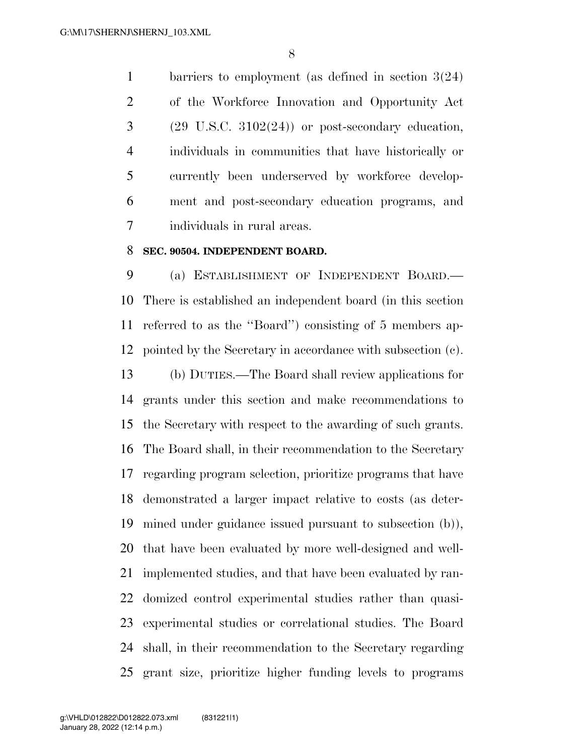barriers to employment (as defined in section 3(24) of the Workforce Innovation and Opportunity Act (29 U.S.C. 3102(24)) or post-secondary education, individuals in communities that have historically or currently been underserved by workforce development and post-secondary education programs, and individuals in rural areas.

**SEC. 90504. INDEPENDENT BOARD.**

(a) ESTABLISHMENT OF INDEPENDENT BOARD.—There is established an independent board (in this section referred to as the ''Board'') consisting of 5 members appointed by the Secretary in accordance with subsection (c).

(b) DUTIES.—The Board shall review applications for grants under this section and make recommendations to the Secretary with respect to the awarding of such grants. The Board shall, in their recommendation to the Secretary regarding program selection, prioritize programs that have demonstrated a larger impact relative to costs (as determined under guidance issued pursuant to subsection (b)), that have been evaluated by more well-designed and well-implemented studies, and that have been evaluated by randomized control experimental studies rather than quasi-experimental studies or correlational studies. The Board shall, in their recommendation to the Secretary regarding grant size, prioritize higher funding levels to programs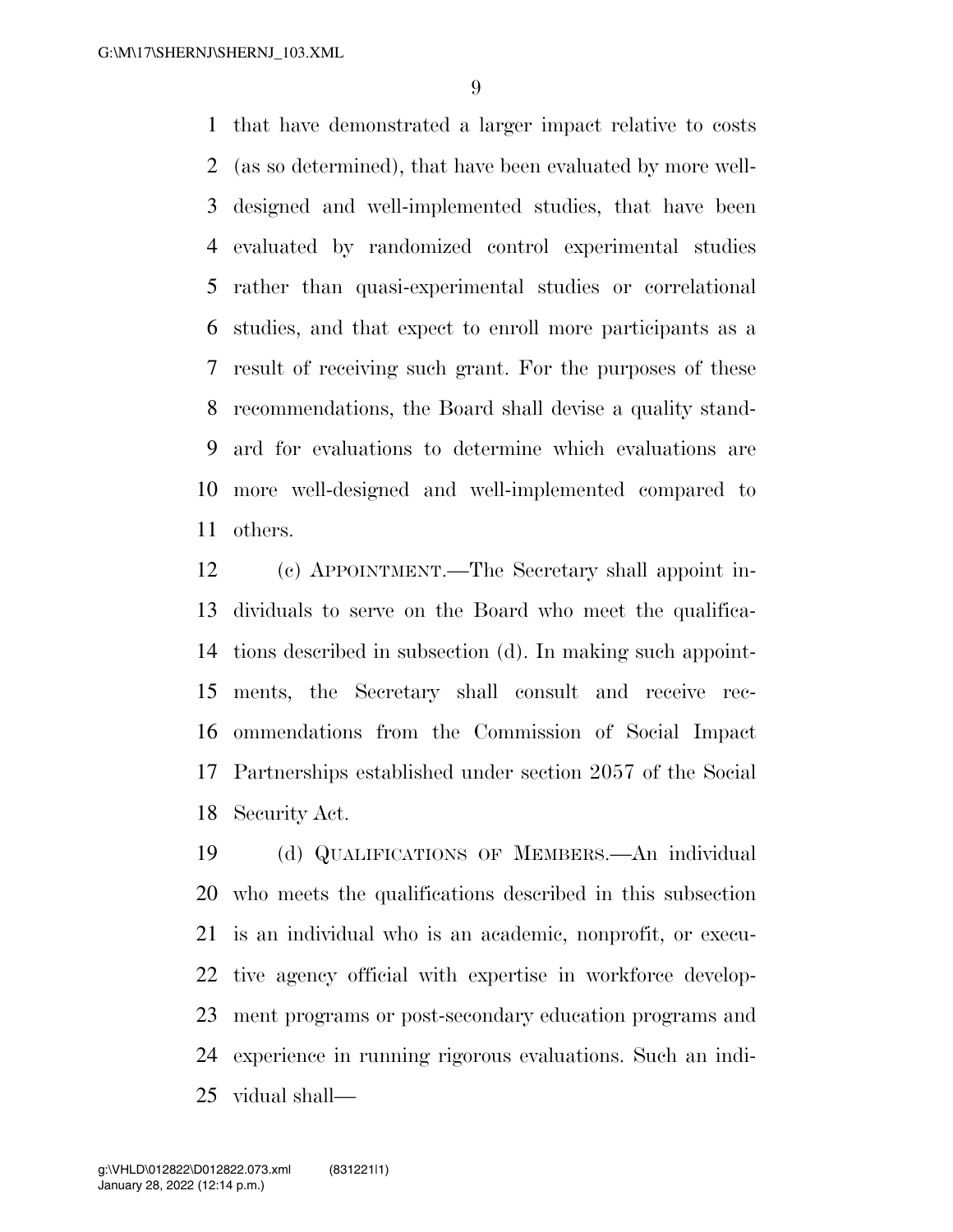that have demonstrated a larger impact relative to costs (as so determined), that have been evaluated by more well-designed and well-implemented studies, that have been evaluated by randomized control experimental studies rather than quasi-experimental studies or correlational studies, and that expect to enroll more participants as a result of receiving such grant. For the purposes of these recommendations, the Board shall devise a quality standard for evaluations to determine which evaluations are more well-designed and well-implemented compared to others.

(c) APPOINTMENT.—The Secretary shall appoint individuals to serve on the Board who meet the qualifications described in subsection (d). In making such appointments, the Secretary shall consult and receive recommendations from the Commission of Social Impact Partnerships established under section 2057 of the Social Security Act.

(d) QUALIFICATIONS OF MEMBERS.—An individual who meets the qualifications described in this subsection is an individual who is an academic, nonprofit, or executive agency official with expertise in workforce development programs or post-secondary education programs and experience in running rigorous evaluations. Such an individual shall—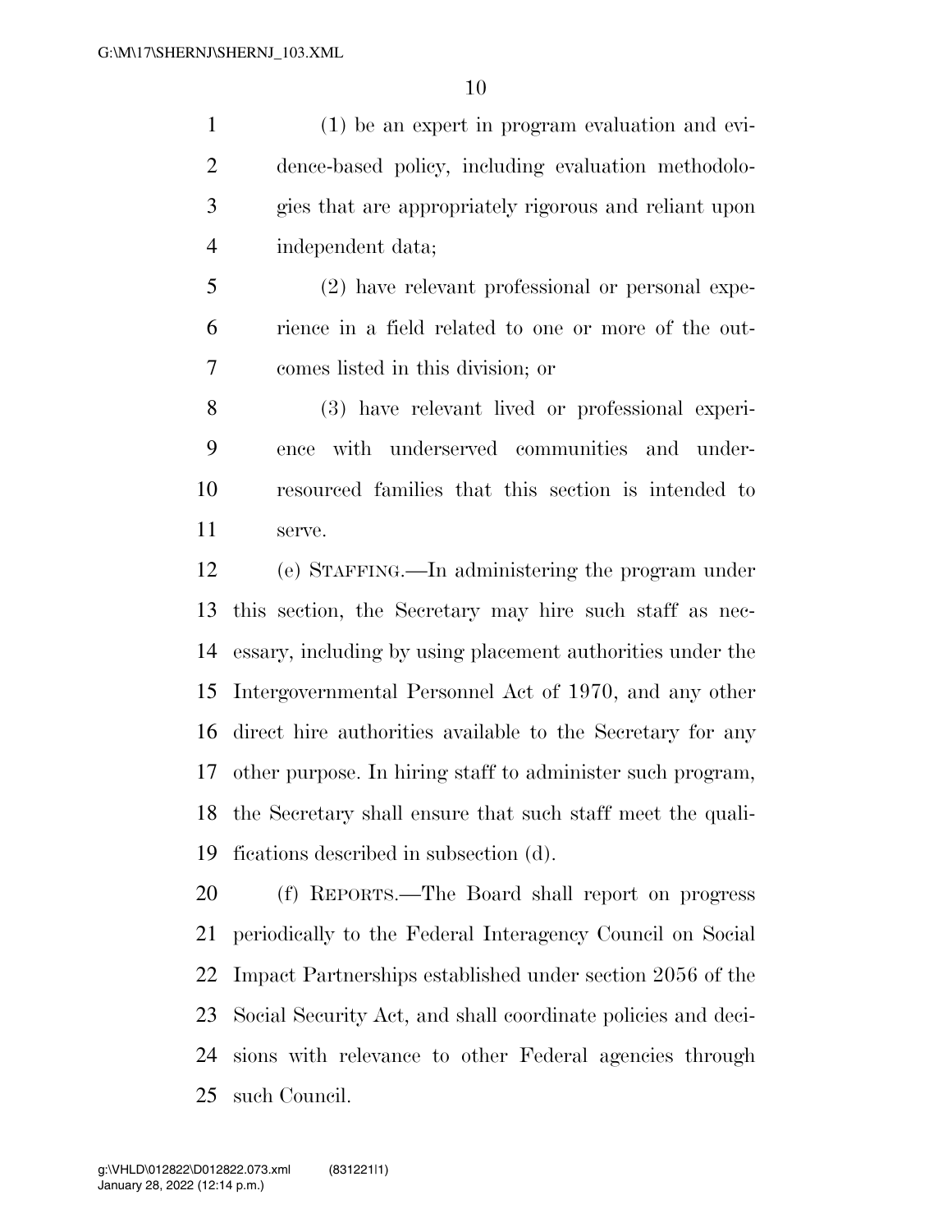(1) be an expert in program evaluation and evidence-based policy, including evaluation methodologies that are appropriately rigorous and reliant upon independent data;

(2) have relevant professional or personal experience in a field related to one or more of the outcomes listed in this division; or

(3) have relevant lived or professional experience with underserved communities and under-resourced families that this section is intended to serve.

(e) STAFFING.—In administering the program under this section, the Secretary may hire such staff as necessary, including by using placement authorities under the Intergovernmental Personnel Act of 1970, and any other direct hire authorities available to the Secretary for any other purpose. In hiring staff to administer such program, the Secretary shall ensure that such staff meet the qualifications described in subsection (d).

(f) REPORTS.—The Board shall report on progress periodically to the Federal Interagency Council on Social Impact Partnerships established under section 2056 of the Social Security Act, and shall coordinate policies and decisions with relevance to other Federal agencies through such Council.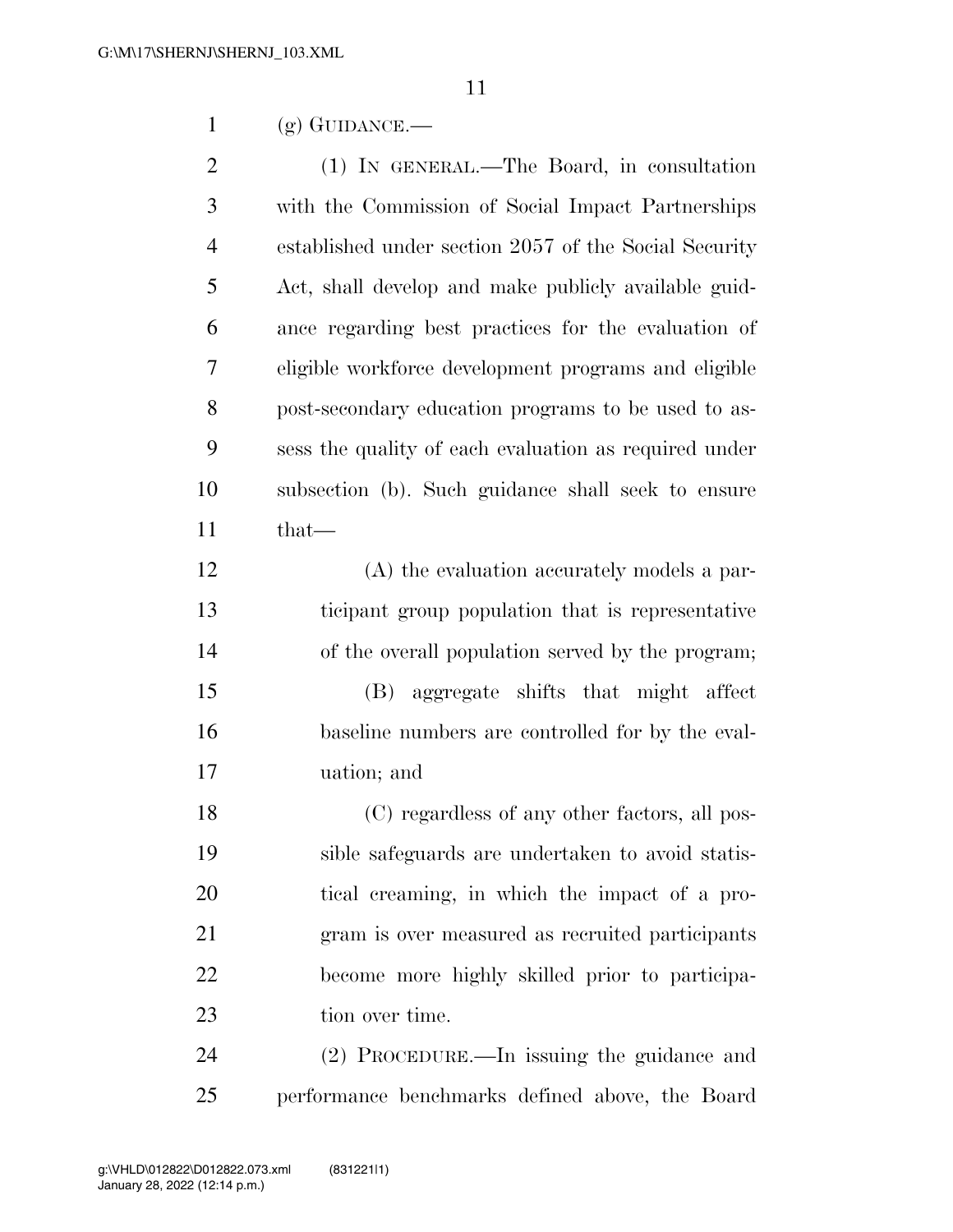(g) GUIDANCE.—

(1) IN GENERAL.—The Board, in consultation with the Commission of Social Impact Partnerships established under section 2057 of the Social Security Act, shall develop and make publicly available guidance regarding best practices for the evaluation of eligible workforce development programs and eligible post-secondary education programs to be used to assess the quality of each evaluation as required under subsection (b). Such guidance shall seek to ensure that—

(A) the evaluation accurately models a participant group population that is representative of the overall population served by the program;

(B) aggregate shifts that might affect baseline numbers are controlled for by the evaluation; and

(C) regardless of any other factors, all possible safeguards are undertaken to avoid statistical creaming, in which the impact of a program is over measured as recruited participants become more highly skilled prior to participation over time.

(2) PROCEDURE.—In issuing the guidance and performance benchmarks defined above, the Board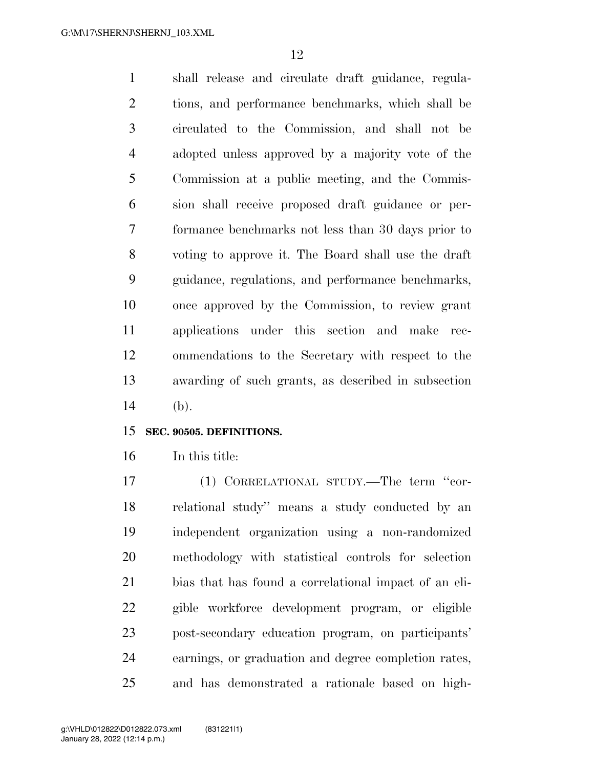shall release and circulate draft guidance, regulations, and performance benchmarks, which shall be circulated to the Commission, and shall not be adopted unless approved by a majority vote of the Commission at a public meeting, and the Commission shall receive proposed draft guidance or performance benchmarks not less than 30 days prior to voting to approve it. The Board shall use the draft guidance, regulations, and performance benchmarks, once approved by the Commission, to review grant applications under this section and make recommendations to the Secretary with respect to the awarding of such grants, as described in subsection (b).

**SEC. 90505. DEFINITIONS.**

In this title:

(1) CORRELATIONAL STUDY.—The term "correlational study" means a study conducted by an independent organization using a non-randomized methodology with statistical controls for selection bias that has found a correlational impact of an eligible workforce development program, or eligible post-secondary education program, on participants' earnings, or graduation and degree completion rates, and has demonstrated a rationale based on high-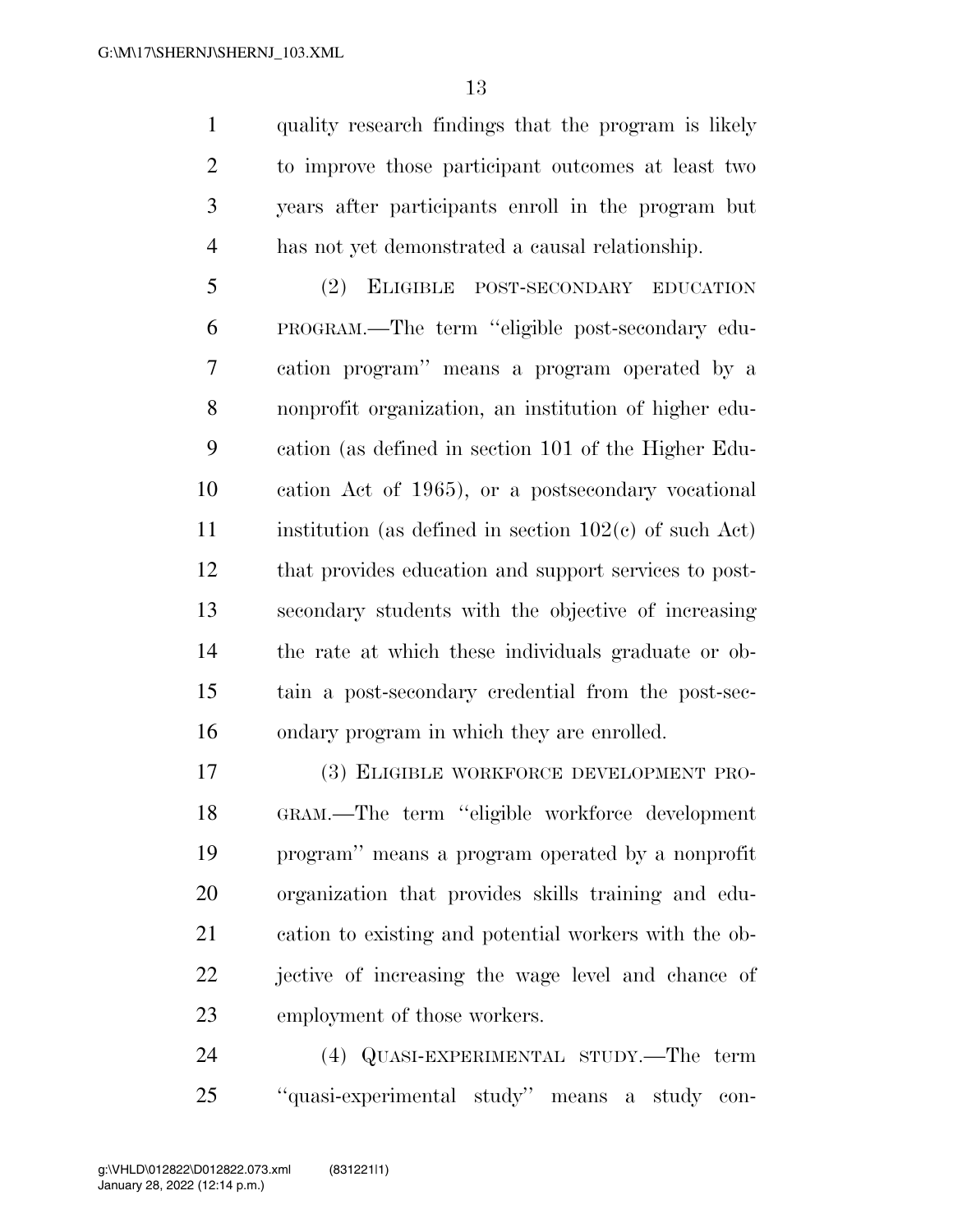quality research findings that the program is likely to improve those participant outcomes at least two years after participants enroll in the program but has not yet demonstrated a causal relationship.

(2) ELIGIBLE POST-SECONDARY EDUCATION PROGRAM.—The term ''eligible post-secondary education program'' means a program operated by a nonprofit organization, an institution of higher education (as defined in section 101 of the Higher Education Act of 1965), or a postsecondary vocational institution (as defined in section 102(c) of such Act) that provides education and support services to post-secondary students with the objective of increasing the rate at which these individuals graduate or obtain a post-secondary credential from the post-secondary program in which they are enrolled.

(3) ELIGIBLE WORKFORCE DEVELOPMENT PROGRAM.—The term ''eligible workforce development program'' means a program operated by a nonprofit organization that provides skills training and education to existing and potential workers with the objective of increasing the wage level and chance of employment of those workers.

(4) QUASI-EXPERIMENTAL STUDY.—The term ''quasi-experimental study'' means a study con-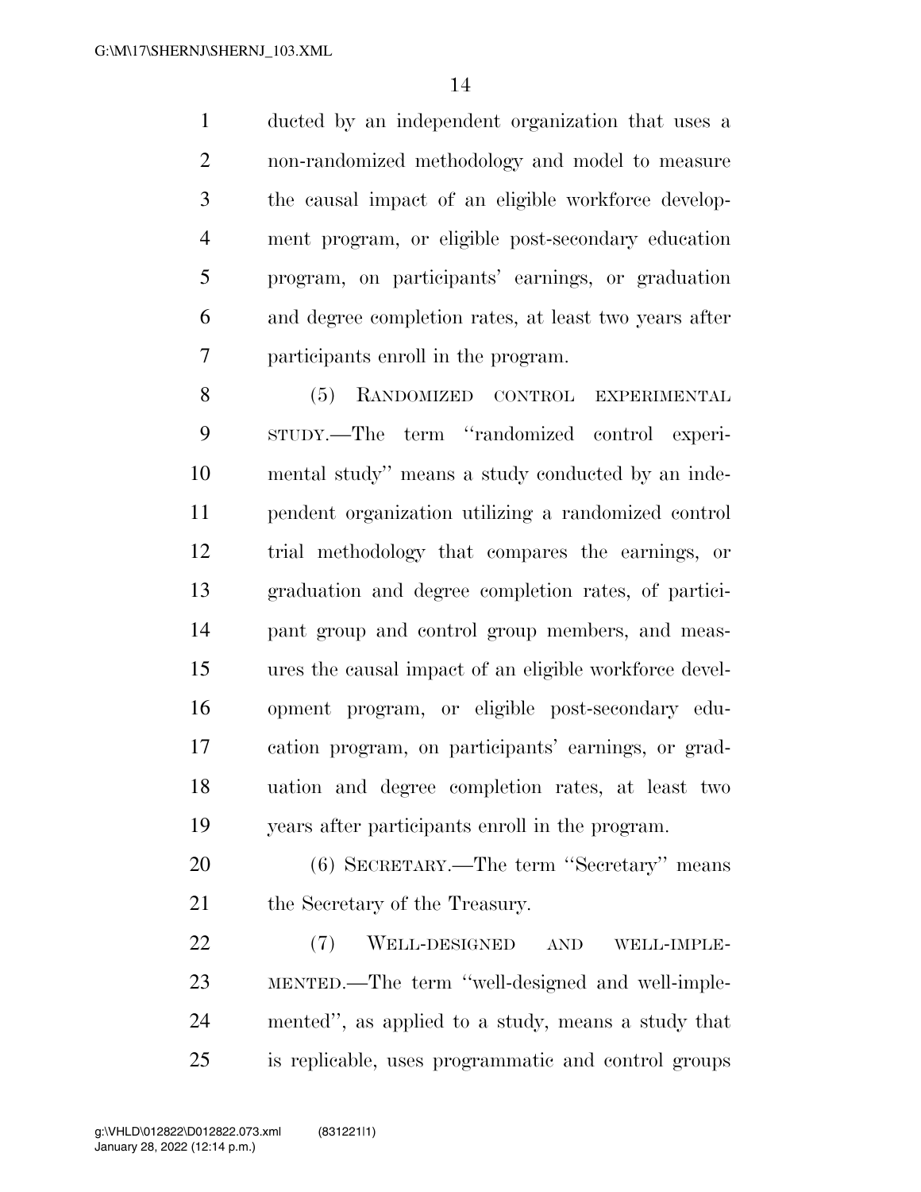ducted by an independent organization that uses a non-randomized methodology and model to measure the causal impact of an eligible workforce development program, or eligible post-secondary education program, on participants' earnings, or graduation and degree completion rates, at least two years after participants enroll in the program.

(5) RANDOMIZED CONTROL EXPERIMENTAL STUDY.—The term ''randomized control experimental study'' means a study conducted by an independent organization utilizing a randomized control trial methodology that compares the earnings, or graduation and degree completion rates, of participant group and control group members, and measures the causal impact of an eligible workforce development program, or eligible post-secondary education program, on participants' earnings, or graduation and degree completion rates, at least two years after participants enroll in the program.

(6) SECRETARY.—The term ''Secretary'' means the Secretary of the Treasury.

(7) WELL-DESIGNED AND WELL-IMPLEMENTED.—The term ''well-designed and well-implemented'', as applied to a study, means a study that is replicable, uses programmatic and control groups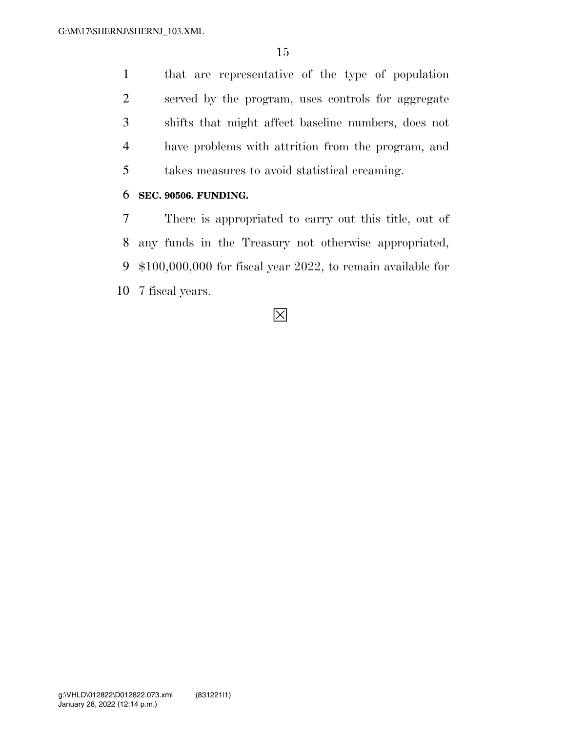that are representative of the type of population served by the program, uses controls for aggregate shifts that might affect baseline numbers, does not have problems with attrition from the program, and takes measures to avoid statistical creaming.

**SEC. 90506. FUNDING.**

There is appropriated to carry out this title, out of any funds in the Treasury not otherwise appropriated, $100,000,000 for fiscal year 2022, to remain available for 7 fiscal years.

☒